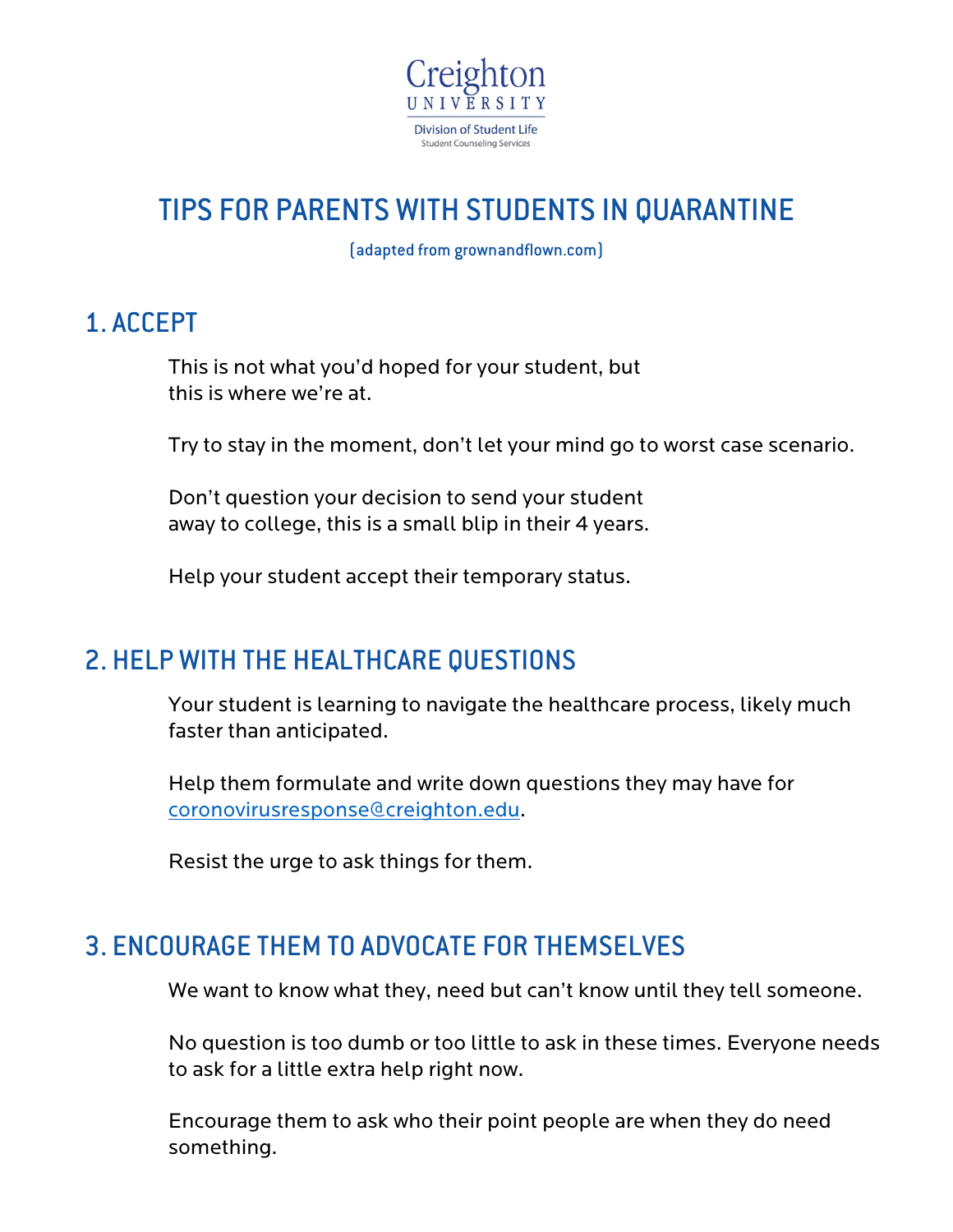Creighton
UNIVERSITY
Division of Student Life
Student Counseling Services

# TIPS FOR PARENTS WITH STUDENTS IN QUARANTINE

(adapted from grownandflown.com)

## 1. ACCEPT

This is not what you'd hoped for your student, but this is where we're at.

Try to stay in the moment, don't let your mind go to worst case scenario.

Don't question your decision to send your student away to college, this is a small blip in their 4 years.

Help your student accept their temporary status.

## 2. HELP WITH THE HEALTHCARE QUESTIONS

Your student is learning to navigate the healthcare process, likely much faster than anticipated.

Help them formulate and write down questions they may have for coronovirusresponse@creighton.edu.

Resist the urge to ask things for them.

## 3. ENCOURAGE THEM TO ADVOCATE FOR THEMSELVES

We want to know what they, need but can't know until they tell someone.

No question is too dumb or too little to ask in these times. Everyone needs to ask for a little extra help right now.

Encourage them to ask who their point people are when they do need something.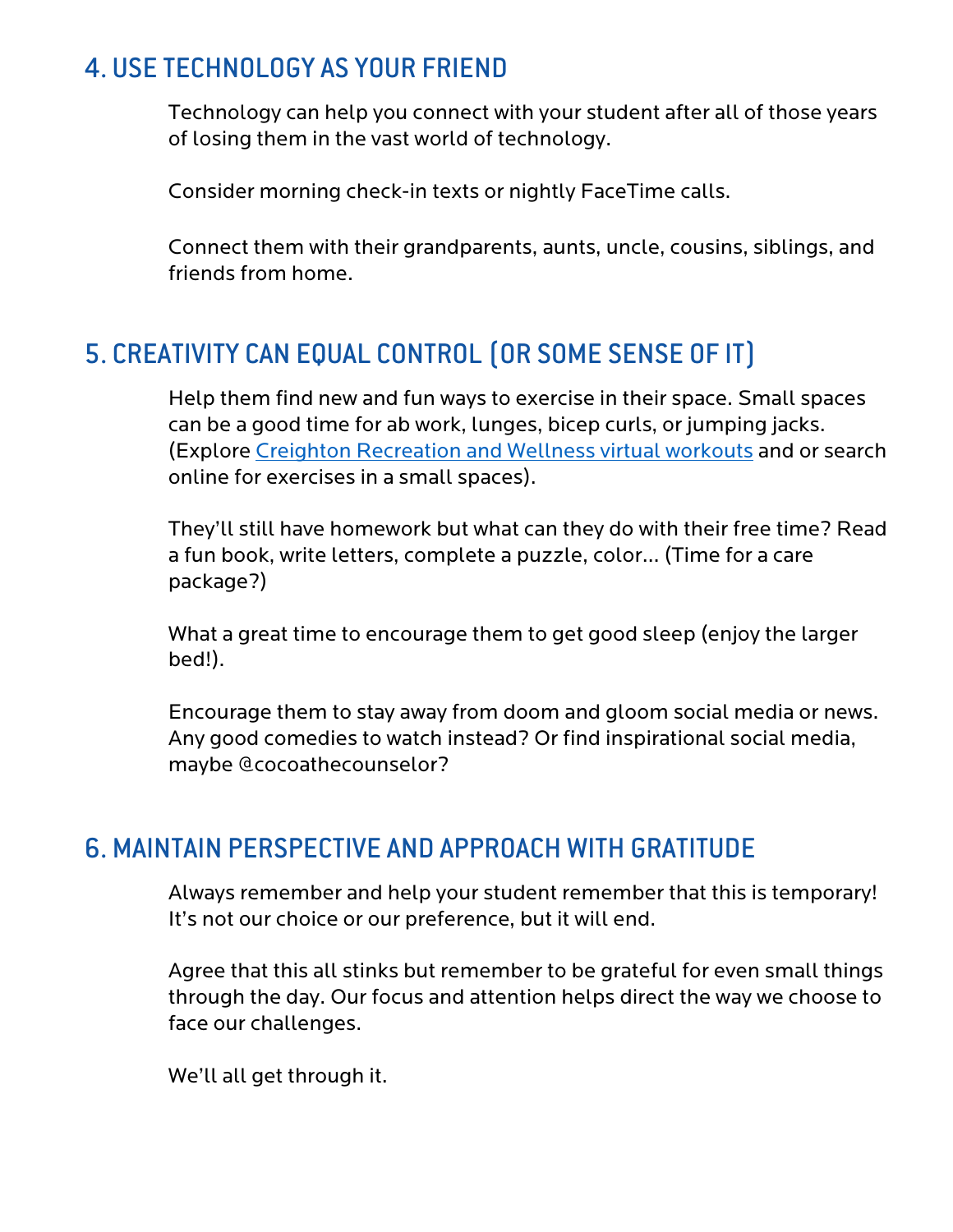## 4. USE TECHNOLOGY AS YOUR FRIEND

Technology can help you connect with your student after all of those years of losing them in the vast world of technology.

Consider morning check-in texts or nightly FaceTime calls.

Connect them with their grandparents, aunts, uncle, cousins, siblings, and friends from home.

## 5. CREATIVITY CAN EQUAL CONTROL (OR SOME SENSE OF IT)

Help them find new and fun ways to exercise in their space. Small spaces can be a good time for ab work, lunges, bicep curls, or jumping jacks. (Explore [Creighton Recreation and Wellness virtual workouts]() and or search online for exercises in a small spaces).

They'll still have homework but what can they do with their free time? Read a fun book, write letters, complete a puzzle, color... (Time for a care package?)

What a great time to encourage them to get good sleep (enjoy the larger bed!).

Encourage them to stay away from doom and gloom social media or news. Any good comedies to watch instead? Or find inspirational social media, maybe @cocoathecounselor?

## 6. MAINTAIN PERSPECTIVE AND APPROACH WITH GRATITUDE

Always remember and help your student remember that this is temporary! It's not our choice or our preference, but it will end.

Agree that this all stinks but remember to be grateful for even small things through the day. Our focus and attention helps direct the way we choose to face our challenges.

We'll all get through it.